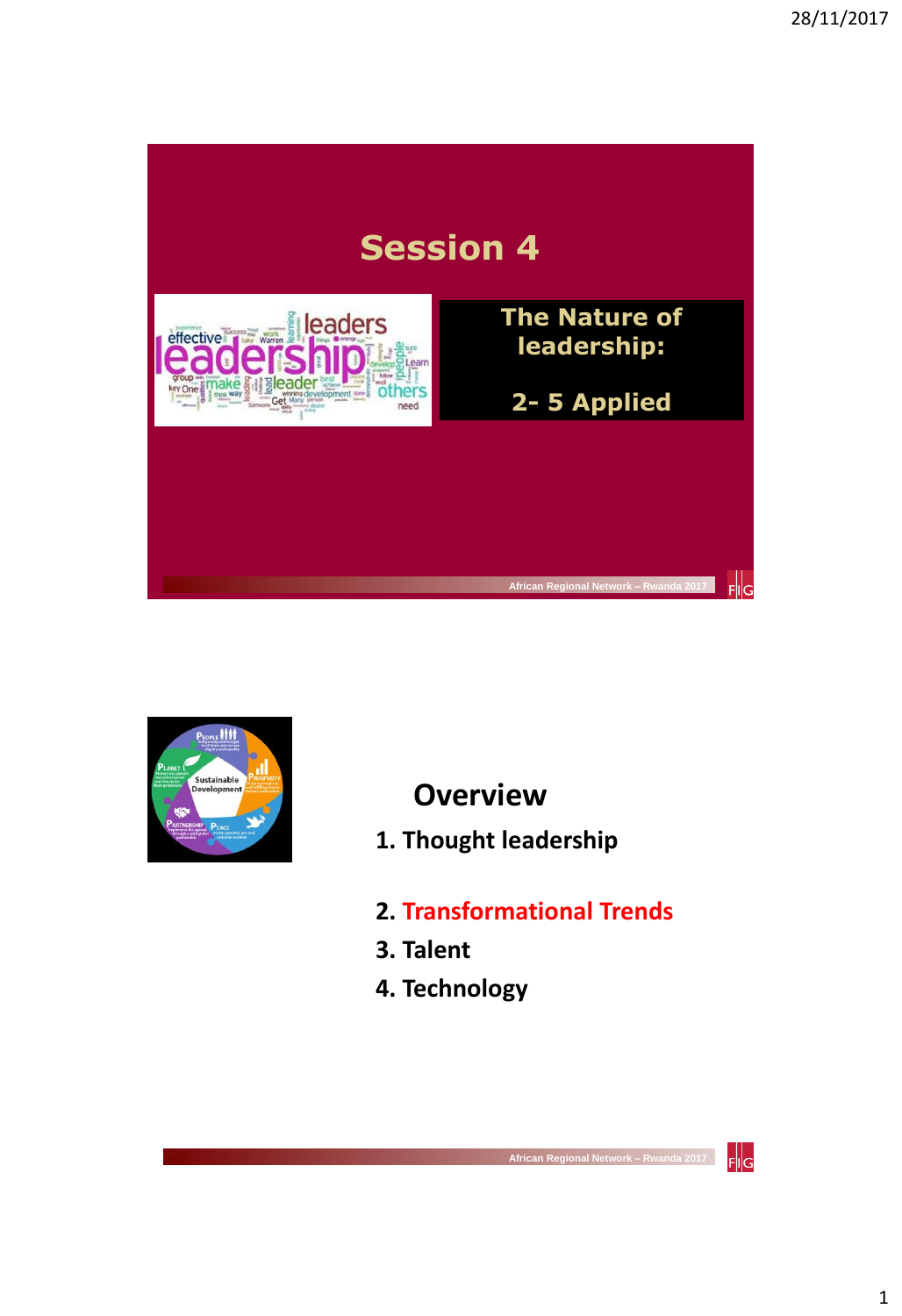# Session 4

## The Nature of leadership:

## 2- 5 Applied

## Overview

1. Thought leadership
2. Transformational Trends
3. Talent
4. Technology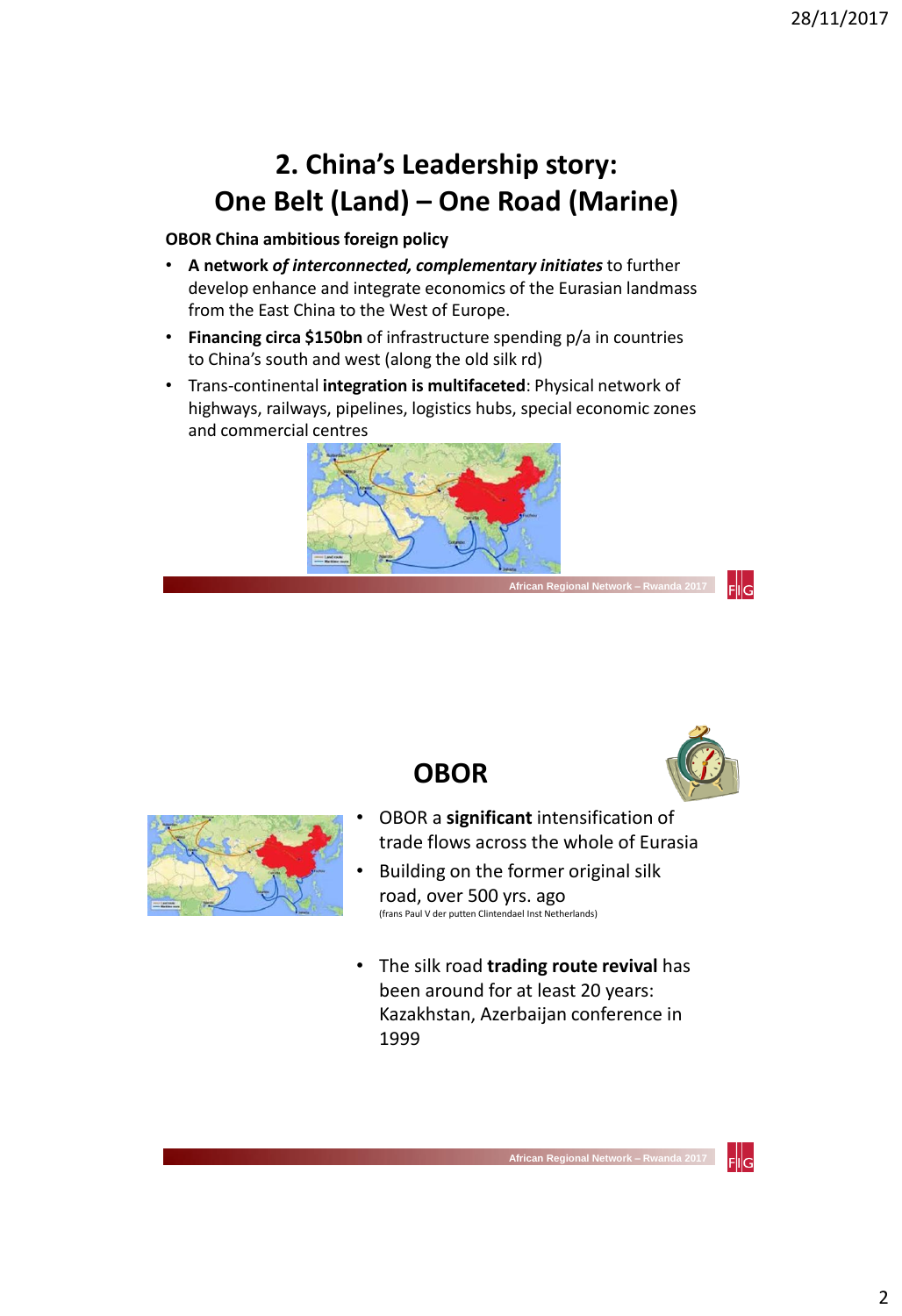# 2. China's Leadership story: One Belt (Land) – One Road (Marine)

**OBOR China ambitious foreign policy**

- **A network *of interconnected, complementary initiates*** to further develop enhance and integrate economics of the Eurasian landmass from the East China to the West of Europe.
- **Financing circa $150bn** of infrastructure spending p/a in countries to China's south and west (along the old silk rd)
- Trans-continental **integration is multifaceted**: Physical network of highways, railways, pipelines, logistics hubs, special economic zones and commercial centres

## OBOR

- OBOR a **significant** intensification of trade flows across the whole of Eurasia
- Building on the former original silk road, over 500 yrs. ago (frans Paul V der putten Clintendael Inst Netherlands)
- The silk road **trading route revival** has been around for at least 20 years: Kazakhstan, Azerbaijan conference in 1999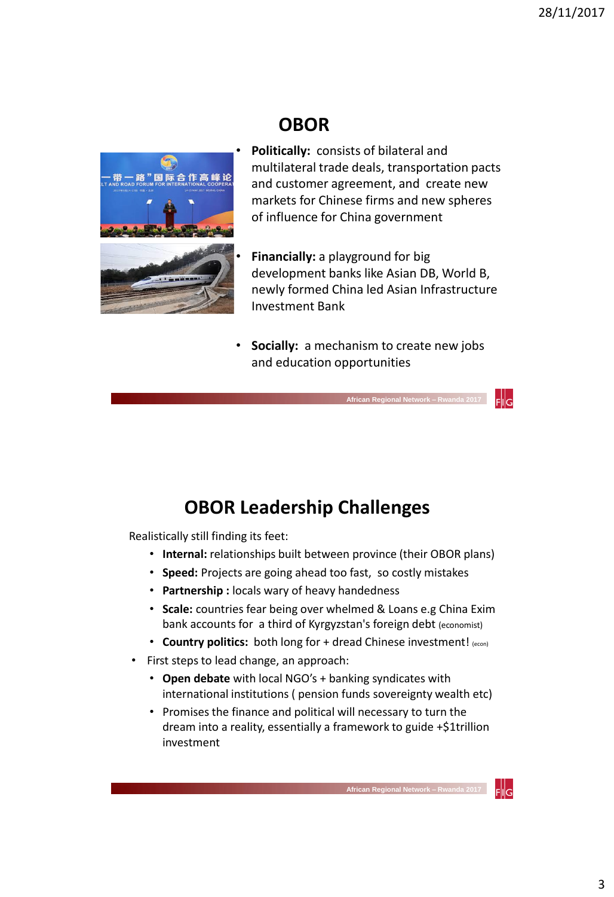# OBOR

- **Politically:** consists of bilateral and multilateral trade deals, transportation pacts and customer agreement, and create new markets for Chinese firms and new spheres of influence for China government
- **Financially:** a playground for big development banks like Asian DB, World B, newly formed China led Asian Infrastructure Investment Bank
- **Socially:** a mechanism to create new jobs and education opportunities

# OBOR Leadership Challenges

Realistically still finding its feet:

- **Internal:** relationships built between province (their OBOR plans)
- **Speed:** Projects are going ahead too fast, so costly mistakes
- **Partnership :** locals wary of heavy handedness
- **Scale:** countries fear being over whelmed & Loans e.g China Exim bank accounts for a third of Kyrgyzstan's foreign debt (economist)
- **Country politics:** both long for + dread Chinese investment! (econ)

- First steps to lead change, an approach:
  - **Open debate** with local NGO's + banking syndicates with international institutions ( pension funds sovereignty wealth etc)
  - Promises the finance and political will necessary to turn the dream into a reality, essentially a framework to guide +$1trillion investment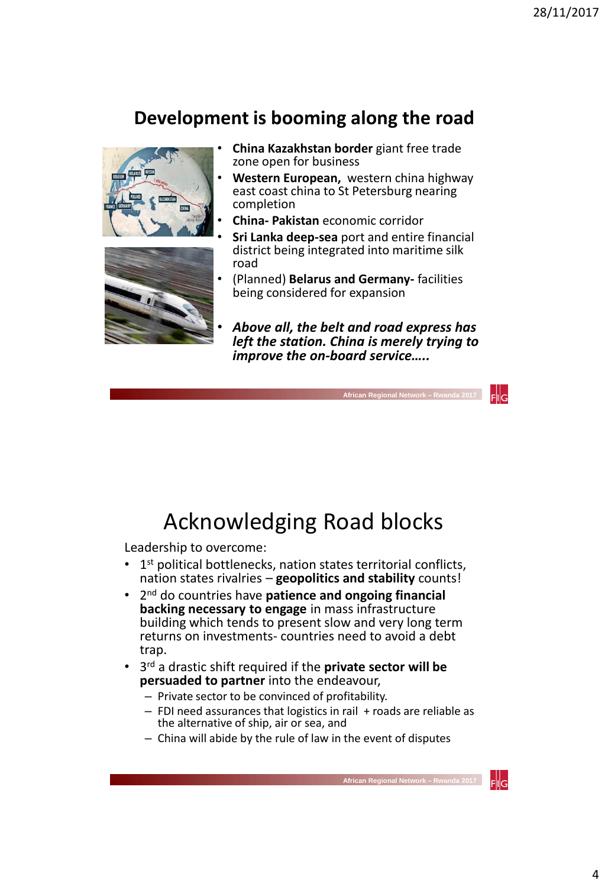## Development is booming along the road

- **China Kazakhstan border** giant free trade zone open for business
- **Western European,** western china highway east coast china to St Petersburg nearing completion
- **China- Pakistan** economic corridor
- **Sri Lanka deep-sea** port and entire financial district being integrated into maritime silk road
- (Planned) **Belarus and Germany-** facilities being considered for expansion
- ***Above all, the belt and road express has left the station. China is merely trying to improve the on-board service…..***

## Acknowledging Road blocks

Leadership to overcome:

- 1st political bottlenecks, nation states territorial conflicts, nation states rivalries – **geopolitics and stability** counts!
- 2nd do countries have **patience and ongoing financial backing necessary to engage** in mass infrastructure building which tends to present slow and very long term returns on investments- countries need to avoid a debt trap.
- 3rd a drastic shift required if the **private sector will be persuaded to partner** into the endeavour,
  - Private sector to be convinced of profitability.
  - FDI need assurances that logistics in rail + roads are reliable as the alternative of ship, air or sea, and
  - China will abide by the rule of law in the event of disputes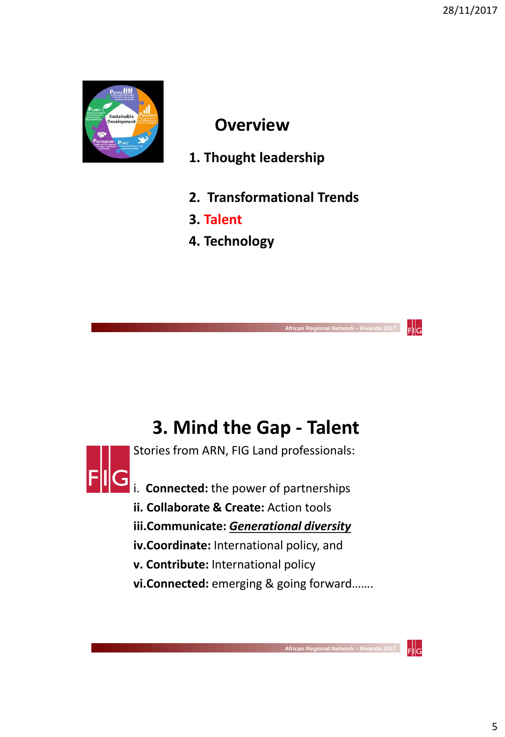## Overview

1. Thought leadership
2. Transformational Trends
3. Talent
4. Technology

## 3. Mind the Gap - Talent

Stories from ARN, FIG Land professionals:

i. **Connected:** the power of partnerships
**ii. Collaborate & Create:** Action tools
**iii.Communicate:** ***Generational diversity***
**iv.Coordinate:** International policy, and
**v. Contribute:** International policy
**vi.Connected:** emerging & going forward…….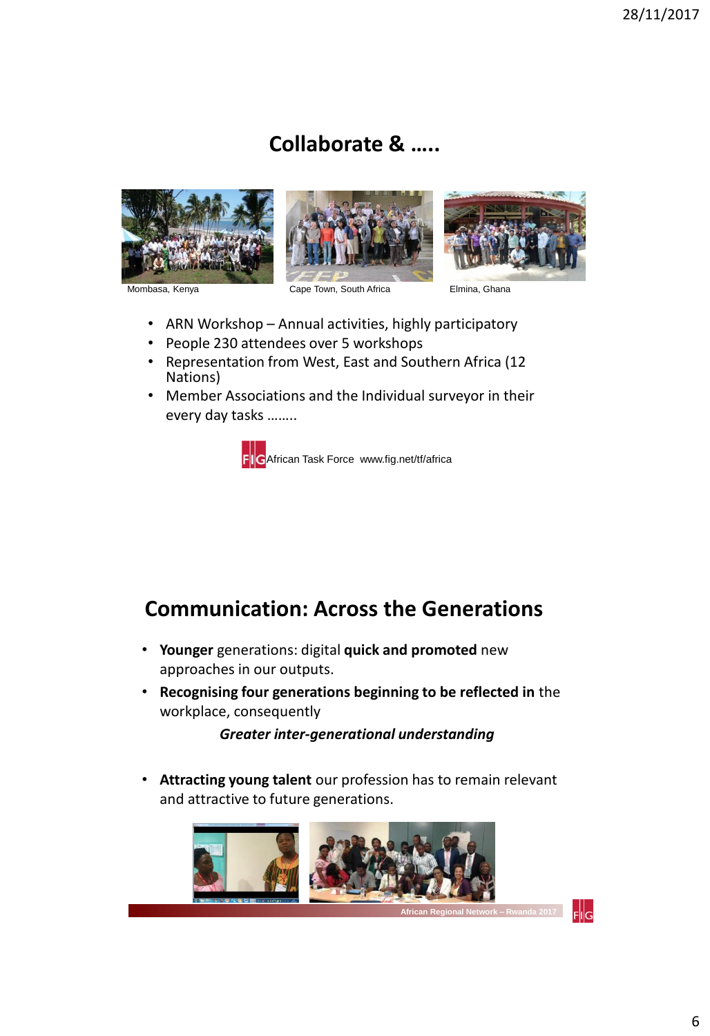## Collaborate & …..

Mombasa, Kenya

Cape Town, South Africa

Elmina, Ghana

- ARN Workshop – Annual activities, highly participatory
- People 230 attendees over 5 workshops
- Representation from West, East and Southern Africa (12 Nations)
- Member Associations and the Individual surveyor in their every day tasks ……..

FIG African Task Force www.fig.net/tf/africa

## Communication: Across the Generations

- **Younger** generations: digital **quick and promoted** new approaches in our outputs.
- **Recognising four generations beginning to be reflected in** the workplace, consequently

  ***Greater inter-generational understanding***

- **Attracting young talent** our profession has to remain relevant and attractive to future generations.

African Regional Network – Rwanda 2017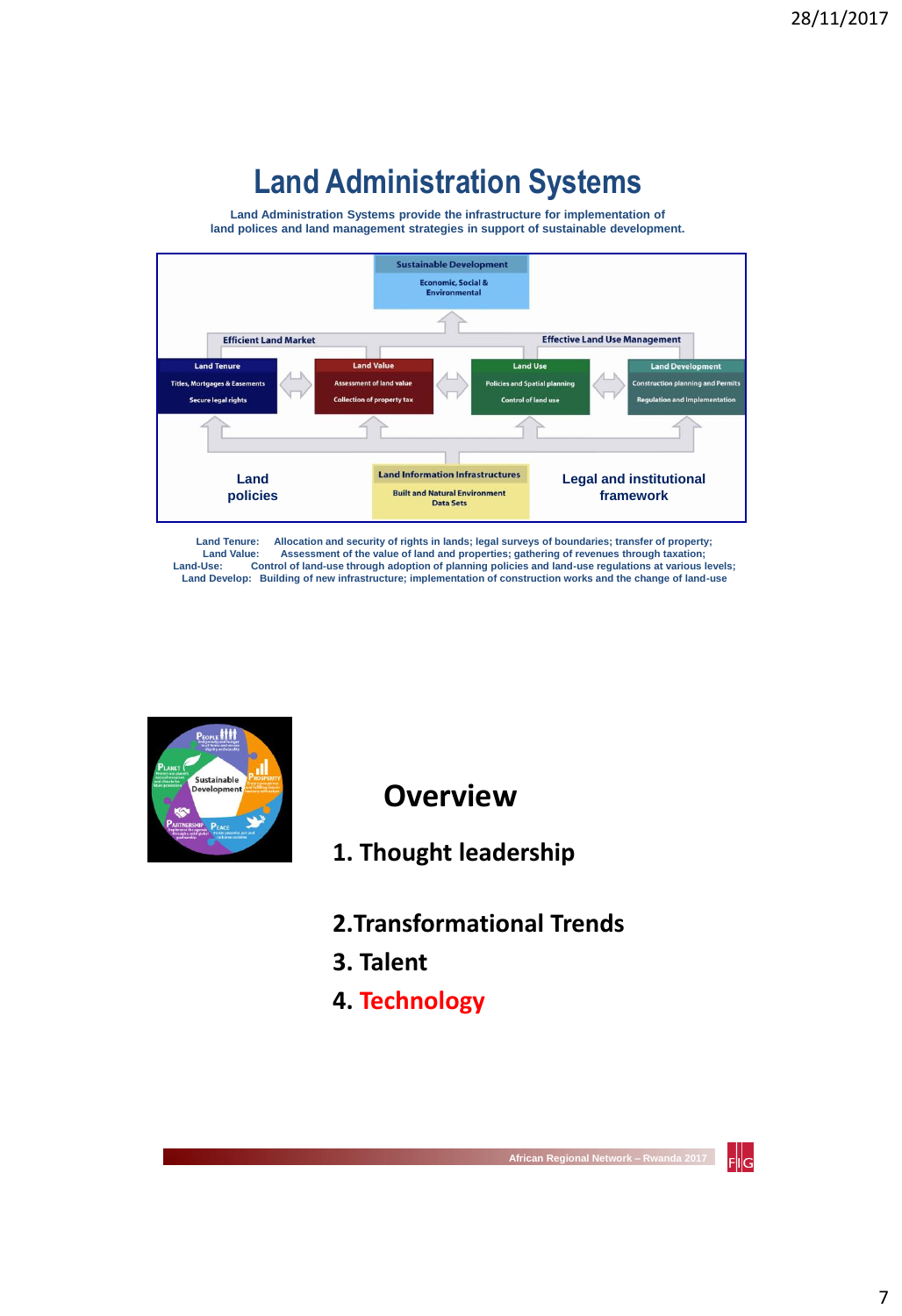# Land Administration Systems

Land Administration Systems provide the infrastructure for implementation of land polices and land management strategies in support of sustainable development.

**Sustainable Development**
Economic, Social & Environmental

**Efficient Land Market** | **Effective Land Use Management**

| Land Tenure | Land Value | Land Use | Land Development |
|---|---|---|---|
| Titles, Mortgages & Easements | Assessment of land value | Policies and Spatial planning | Construction planning and Permits |
| Secure legal rights | Collection of property tax | Control of land use | Regulation and Implementation |

**Land policies** | **Land Information Infrastructures** (Built and Natural Environment Data Sets) | **Legal and institutional framework**

Land Tenure: Allocation and security of rights in lands; legal surveys of boundaries; transfer of property;
Land Value: Assessment of the value of land and properties; gathering of revenues through taxation;
Land-Use: Control of land-use through adoption of planning policies and land-use regulations at various levels;
Land Develop: Building of new infrastructure; implementation of construction works and the change of land-use

## Overview

1. Thought leadership
2. Transformational Trends
3. Talent
4. Technology

African Regional Network – Rwanda 2017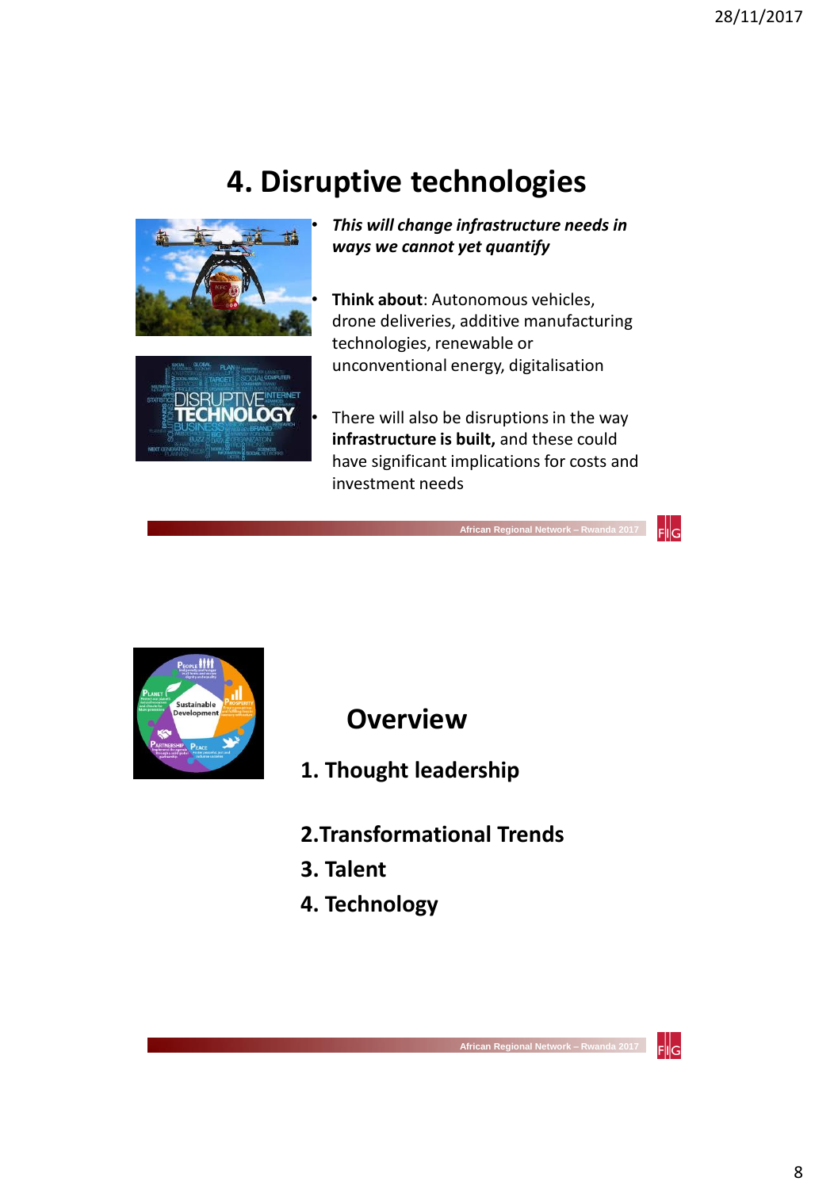# 4. Disruptive technologies

- ***This will change infrastructure needs in ways we cannot yet quantify***
- **Think about**: Autonomous vehicles, drone deliveries, additive manufacturing technologies, renewable or unconventional energy, digitalisation
- There will also be disruptions in the way **infrastructure is built,** and these could have significant implications for costs and investment needs

# Overview

1. Thought leadership
2. Transformational Trends
3. Talent
4. Technology